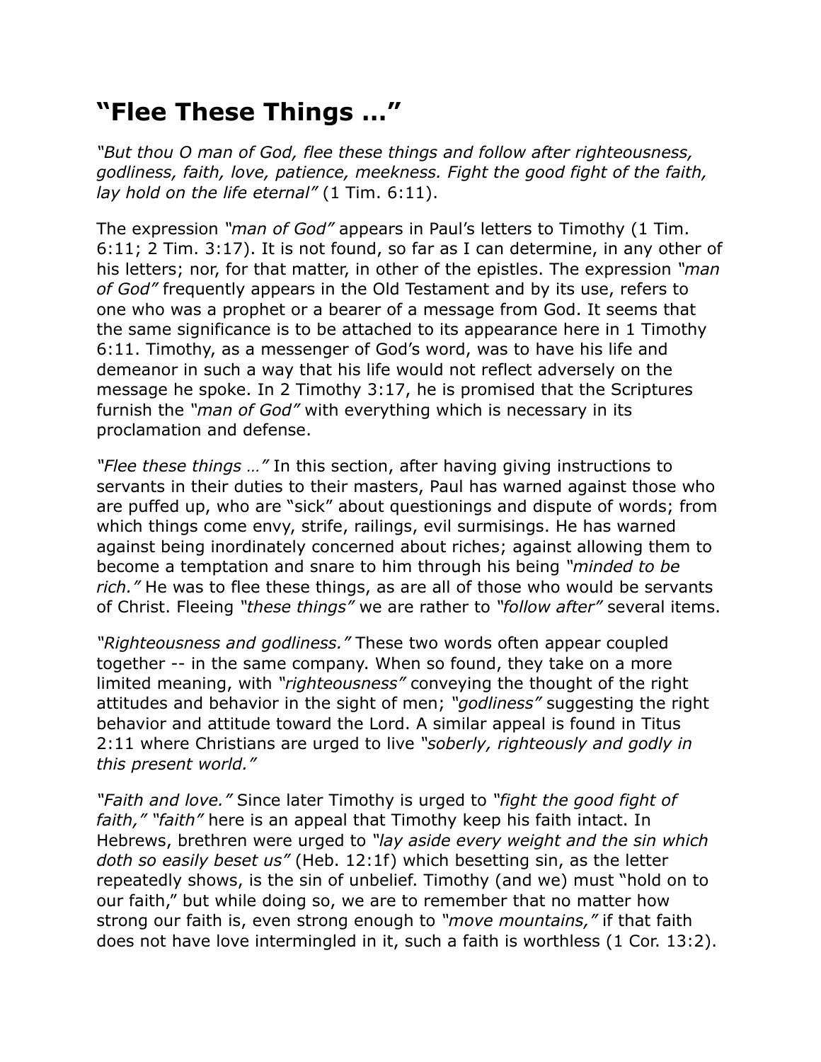# "Flee These Things ..."

*"But thou O man of God, flee these things and follow after righteousness, godliness, faith, love, patience, meekness. Fight the good fight of the faith, lay hold on the life eternal"* (1 Tim. 6:11).

The expression *"man of God"* appears in Paul's letters to Timothy (1 Tim. 6:11; 2 Tim. 3:17). It is not found, so far as I can determine, in any other of his letters; nor, for that matter, in other of the epistles. The expression *"man of God"* frequently appears in the Old Testament and by its use, refers to one who was a prophet or a bearer of a message from God. It seems that the same significance is to be attached to its appearance here in 1 Timothy 6:11. Timothy, as a messenger of God's word, was to have his life and demeanor in such a way that his life would not reflect adversely on the message he spoke. In 2 Timothy 3:17, he is promised that the Scriptures furnish the *"man of God"* with everything which is necessary in its proclamation and defense.

*"Flee these things …"* In this section, after having giving instructions to servants in their duties to their masters, Paul has warned against those who are puffed up, who are "sick" about questionings and dispute of words; from which things come envy, strife, railings, evil surmisings. He has warned against being inordinately concerned about riches; against allowing them to become a temptation and snare to him through his being *"minded to be rich."* He was to flee these things, as are all of those who would be servants of Christ. Fleeing *"these things"* we are rather to *"follow after"* several items.

*"Righteousness and godliness."* These two words often appear coupled together -- in the same company. When so found, they take on a more limited meaning, with *"righteousness"* conveying the thought of the right attitudes and behavior in the sight of men; *"godliness"* suggesting the right behavior and attitude toward the Lord. A similar appeal is found in Titus 2:11 where Christians are urged to live *"soberly, righteously and godly in this present world."*

*"Faith and love."* Since later Timothy is urged to *"fight the good fight of faith," "faith"* here is an appeal that Timothy keep his faith intact. In Hebrews, brethren were urged to *"lay aside every weight and the sin which doth so easily beset us"* (Heb. 12:1f) which besetting sin, as the letter repeatedly shows, is the sin of unbelief. Timothy (and we) must "hold on to our faith," but while doing so, we are to remember that no matter how strong our faith is, even strong enough to *"move mountains,"* if that faith does not have love intermingled in it, such a faith is worthless (1 Cor. 13:2).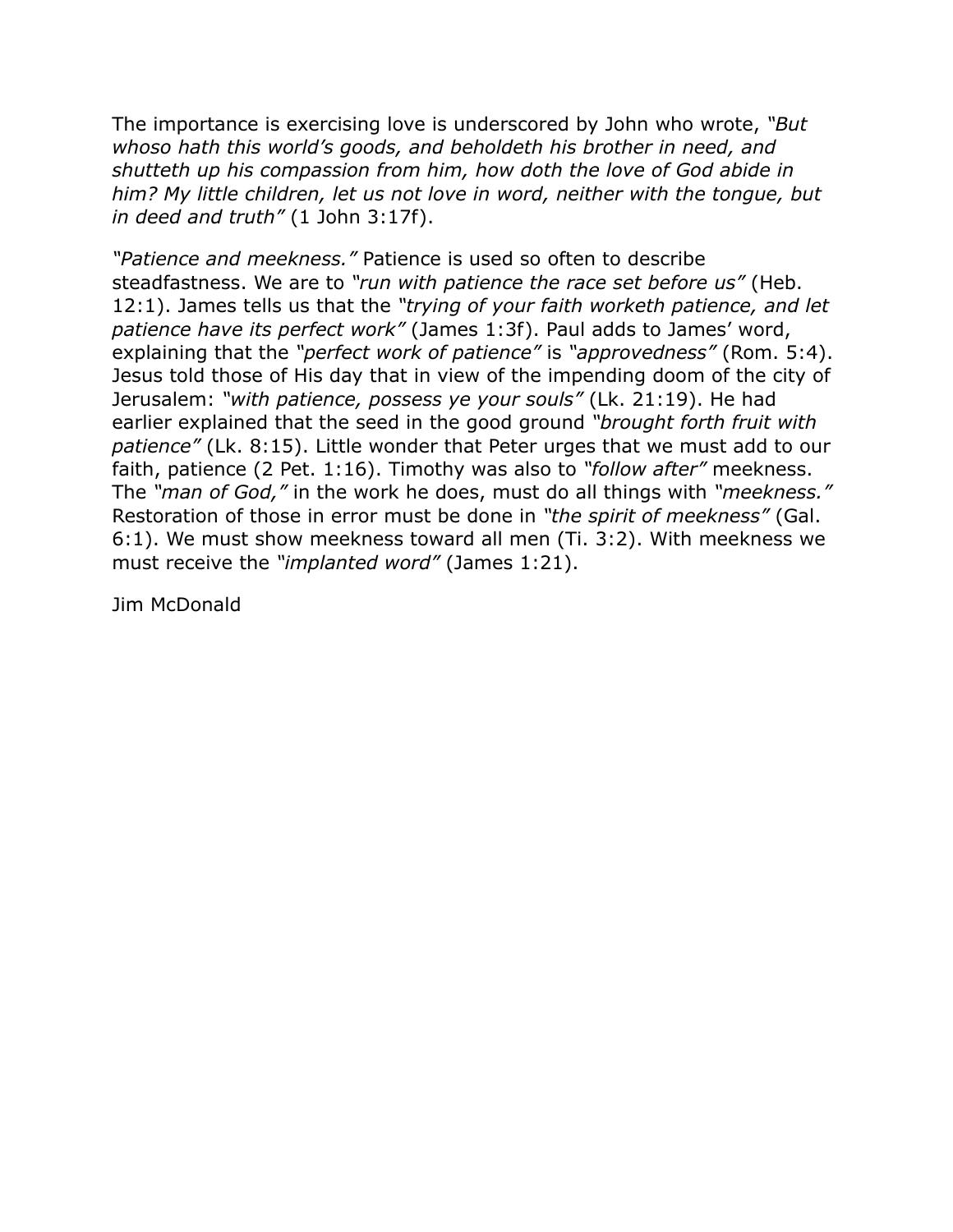The importance is exercising love is underscored by John who wrote, *"But whoso hath this world's goods, and beholdeth his brother in need, and shutteth up his compassion from him, how doth the love of God abide in him? My little children, let us not love in word, neither with the tongue, but in deed and truth"* (1 John 3:17f).

*"Patience and meekness."* Patience is used so often to describe steadfastness. We are to *"run with patience the race set before us"* (Heb. 12:1). James tells us that the *"trying of your faith worketh patience, and let patience have its perfect work"* (James 1:3f). Paul adds to James' word, explaining that the *"perfect work of patience"* is *"approvedness"* (Rom. 5:4). Jesus told those of His day that in view of the impending doom of the city of Jerusalem: *"with patience, possess ye your souls"* (Lk. 21:19). He had earlier explained that the seed in the good ground *"brought forth fruit with patience"* (Lk. 8:15). Little wonder that Peter urges that we must add to our faith, patience (2 Pet. 1:16). Timothy was also to *"follow after"* meekness. The *"man of God,"* in the work he does, must do all things with *"meekness."* Restoration of those in error must be done in *"the spirit of meekness"* (Gal. 6:1). We must show meekness toward all men (Ti. 3:2). With meekness we must receive the *"implanted word"* (James 1:21).

Jim McDonald